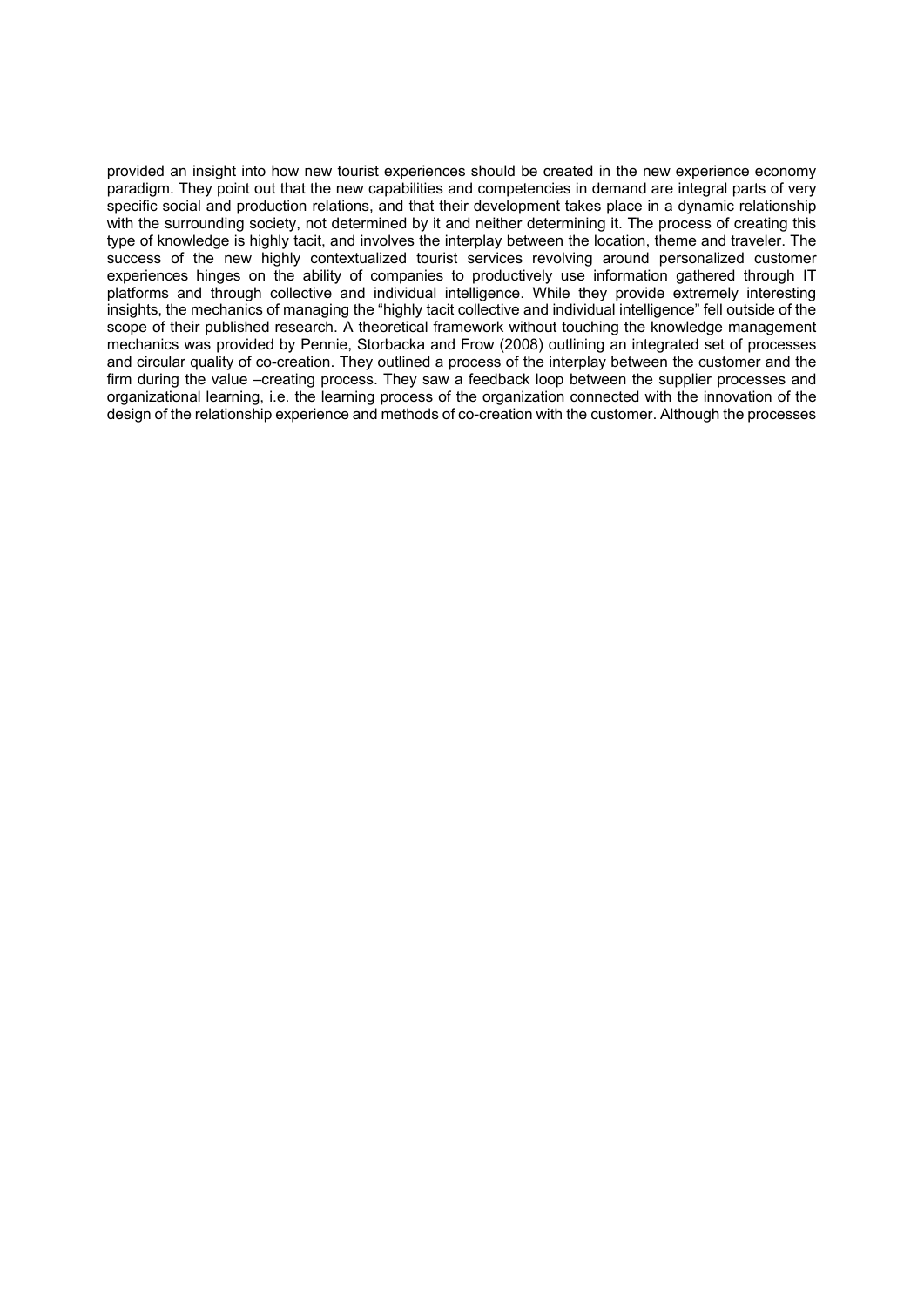provided an insight into how new tourist experiences should be created in the new experience economy paradigm. They point out that the new capabilities and competencies in demand are integral parts of very specific social and production relations, and that their development takes place in a dynamic relationship with the surrounding society, not determined by it and neither determining it. The process of creating this type of knowledge is highly tacit, and involves the interplay between the location, theme and traveler. The success of the new highly contextualized tourist services revolving around personalized customer experiences hinges on the ability of companies to productively use information gathered through IT platforms and through collective and individual intelligence. While they provide extremely interesting insights, the mechanics of managing the "highly tacit collective and individual intelligence" fell outside of the scope of their published research. A theoretical framework without touching the knowledge management mechanics was provided by Pennie, Storbacka and Frow (2008) outlining an integrated set of processes and circular quality of co-creation. They outlined a process of the interplay between the customer and the firm during the value –creating process. They saw a feedback loop between the supplier processes and organizational learning, i.e. the learning process of the organization connected with the innovation of the design of the relationship experience and methods of co-creation with the customer. Although the processes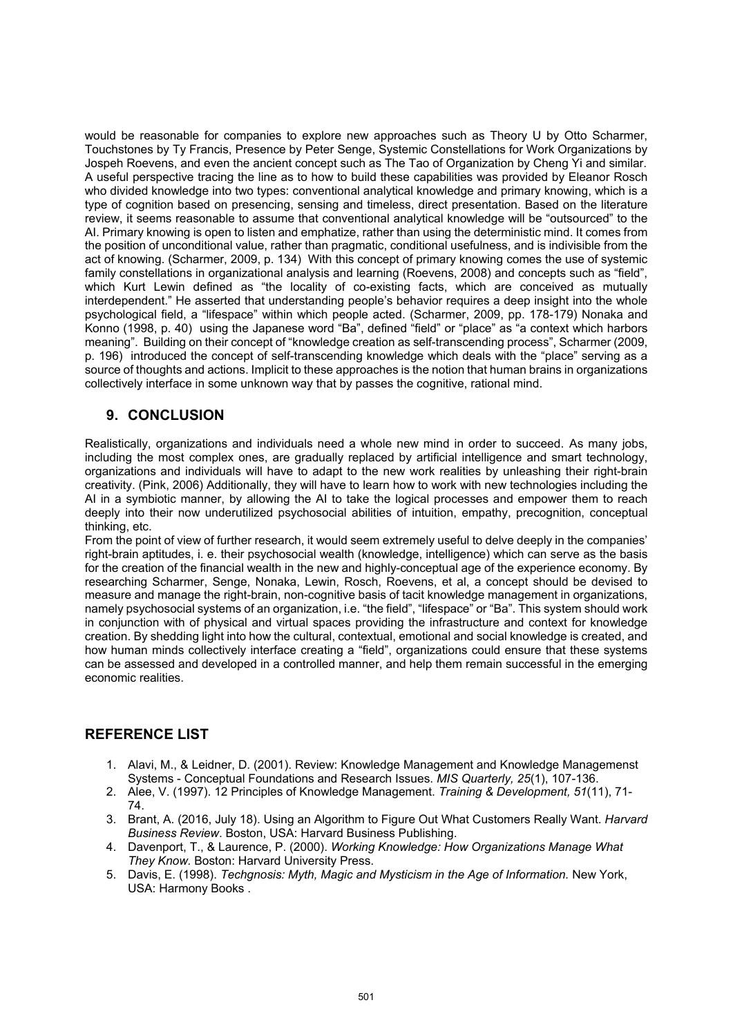would be reasonable for companies to explore new approaches such as Theory U by Otto Scharmer, Touchstones by Ty Francis, Presence by Peter Senge, Systemic Constellations for Work Organizations by Jospeh Roevens, and even the ancient concept such as The Tao of Organization by Cheng Yi and similar. A useful perspective tracing the line as to how to build these capabilities was provided by Eleanor Rosch who divided knowledge into two types: conventional analytical knowledge and primary knowing, which is a type of cognition based on presencing, sensing and timeless, direct presentation. Based on the literature review, it seems reasonable to assume that conventional analytical knowledge will be "outsourced" to the AI. Primary knowing is open to listen and emphatize, rather than using the deterministic mind. It comes from the position of unconditional value, rather than pragmatic, conditional usefulness, and is indivisible from the act of knowing. (Scharmer, 2009, p. 134) With this concept of primary knowing comes the use of systemic family constellations in organizational analysis and learning (Roevens, 2008) and concepts such as "field", which Kurt Lewin defined as "the locality of co-existing facts, which are conceived as mutually interdependent." He asserted that understanding people's behavior requires a deep insight into the whole psychological field, a "lifespace" within which people acted. (Scharmer, 2009, pp. 178-179) Nonaka and Konno (1998, p. 40) using the Japanese word "Ba", defined "field" or "place" as "a context which harbors meaning". Building on their concept of "knowledge creation as self-transcending process", Scharmer (2009, p. 196) introduced the concept of self-transcending knowledge which deals with the "place" serving as a source of thoughts and actions. Implicit to these approaches is the notion that human brains in organizations collectively interface in some unknown way that by passes the cognitive, rational mind.

## 9. CONCLUSION

Realistically, organizations and individuals need a whole new mind in order to succeed. As many jobs, including the most complex ones, are gradually replaced by artificial intelligence and smart technology, organizations and individuals will have to adapt to the new work realities by unleashing their right-brain creativity. (Pink, 2006) Additionally, they will have to learn how to work with new technologies including the AI in a symbiotic manner, by allowing the AI to take the logical processes and empower them to reach deeply into their now underutilized psychosocial abilities of intuition, empathy, precognition, conceptual thinking, etc.

From the point of view of further research, it would seem extremely useful to delve deeply in the companies' right-brain aptitudes, i. e. their psychosocial wealth (knowledge, intelligence) which can serve as the basis for the creation of the financial wealth in the new and highly-conceptual age of the experience economy. By researching Scharmer, Senge, Nonaka, Lewin, Rosch, Roevens, et al, a concept should be devised to measure and manage the right-brain, non-cognitive basis of tacit knowledge management in organizations, namely psychosocial systems of an organization, i.e. "the field", "lifespace" or "Ba". This system should work in conjunction with of physical and virtual spaces providing the infrastructure and context for knowledge creation. By shedding light into how the cultural, contextual, emotional and social knowledge is created, and how human minds collectively interface creating a "field", organizations could ensure that these systems can be assessed and developed in a controlled manner, and help them remain successful in the emerging economic realities.

## REFERENCE LIST

1. Alavi, M., & Leidner, D. (2001). Review: Knowledge Management and Knowledge Managemenst Systems - Conceptual Foundations and Research Issues. *MIS Quarterly, 25*(1), 107-136.
2. Alee, V. (1997). 12 Principles of Knowledge Management. *Training & Development, 51*(11), 71-74.
3. Brant, A. (2016, July 18). Using an Algorithm to Figure Out What Customers Really Want. *Harvard Business Review*. Boston, USA: Harvard Business Publishing.
4. Davenport, T., & Laurence, P. (2000). *Working Knowledge: How Organizations Manage What They Know.* Boston: Harvard University Press.
5. Davis, E. (1998). *Techgnosis: Myth, Magic and Mysticism in the Age of Information.* New York, USA: Harmony Books .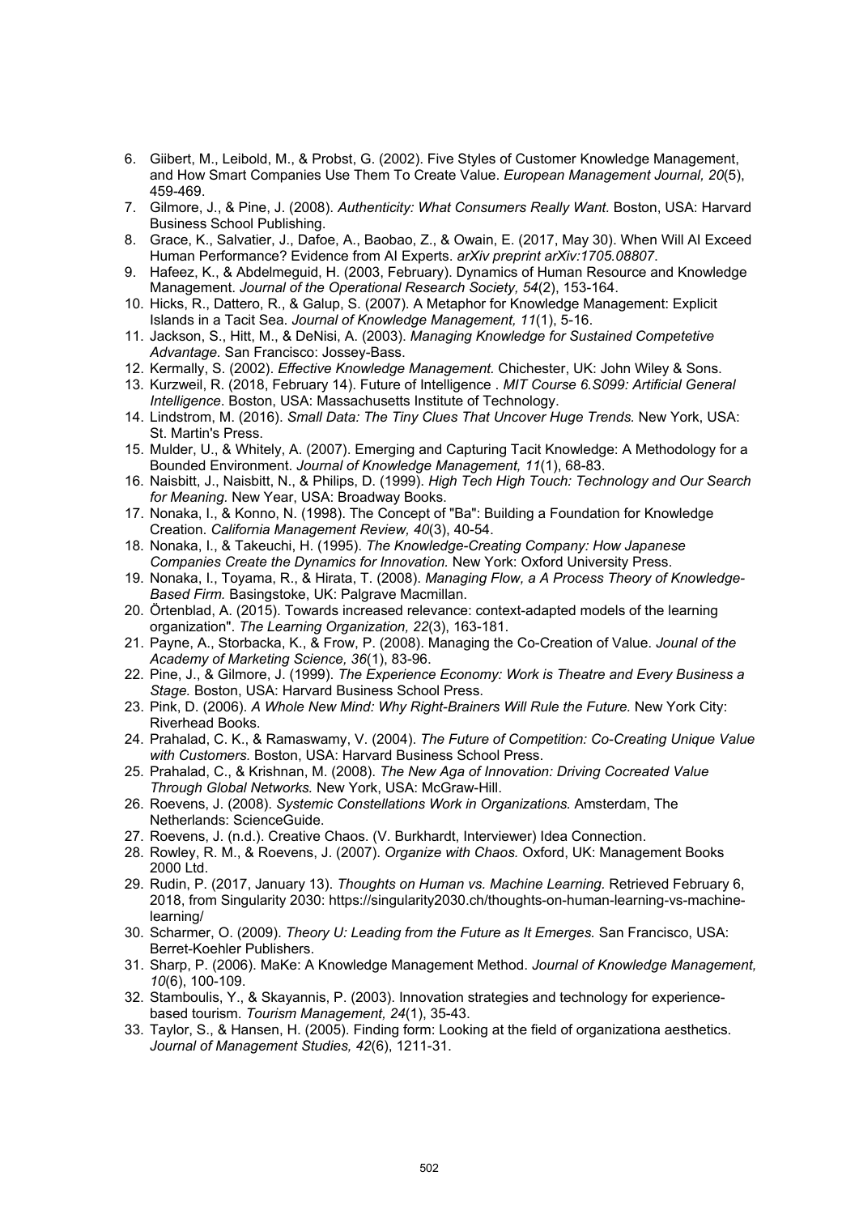6. Giibert, M., Leibold, M., & Probst, G. (2002). Five Styles of Customer Knowledge Management, and How Smart Companies Use Them To Create Value. *European Management Journal, 20*(5), 459-469.
7. Gilmore, J., & Pine, J. (2008). *Authenticity: What Consumers Really Want.* Boston, USA: Harvard Business School Publishing.
8. Grace, K., Salvatier, J., Dafoe, A., Baobao, Z., & Owain, E. (2017, May 30). When Will AI Exceed Human Performance? Evidence from AI Experts. *arXiv preprint arXiv:1705.08807*.
9. Hafeez, K., & Abdelmeguid, H. (2003, February). Dynamics of Human Resource and Knowledge Management. *Journal of the Operational Research Society, 54*(2), 153-164.
10. Hicks, R., Dattero, R., & Galup, S. (2007). A Metaphor for Knowledge Management: Explicit Islands in a Tacit Sea. *Journal of Knowledge Management, 11*(1), 5-16.
11. Jackson, S., Hitt, M., & DeNisi, A. (2003). *Managing Knowledge for Sustained Competetive Advantage.* San Francisco: Jossey-Bass.
12. Kermally, S. (2002). *Effective Knowledge Management.* Chichester, UK: John Wiley & Sons.
13. Kurzweil, R. (2018, February 14). Future of Intelligence . *MIT Course 6.S099: Artificial General Intelligence*. Boston, USA: Massachusetts Institute of Technology.
14. Lindstrom, M. (2016). *Small Data: The Tiny Clues That Uncover Huge Trends.* New York, USA: St. Martin's Press.
15. Mulder, U., & Whitely, A. (2007). Emerging and Capturing Tacit Knowledge: A Methodology for a Bounded Environment. *Journal of Knowledge Management, 11*(1), 68-83.
16. Naisbitt, J., Naisbitt, N., & Philips, D. (1999). *High Tech High Touch: Technology and Our Search for Meaning.* New Year, USA: Broadway Books.
17. Nonaka, I., & Konno, N. (1998). The Concept of "Ba": Building a Foundation for Knowledge Creation. *California Management Review, 40*(3), 40-54.
18. Nonaka, I., & Takeuchi, H. (1995). *The Knowledge-Creating Company: How Japanese Companies Create the Dynamics for Innovation.* New York: Oxford University Press.
19. Nonaka, I., Toyama, R., & Hirata, T. (2008). *Managing Flow, a A Process Theory of Knowledge-Based Firm.* Basingstoke, UK: Palgrave Macmillan.
20. Örtenblad, A. (2015). Towards increased relevance: context-adapted models of the learning organization". *The Learning Organization, 22*(3), 163-181.
21. Payne, A., Storbacka, K., & Frow, P. (2008). Managing the Co-Creation of Value. *Jounal of the Academy of Marketing Science, 36*(1), 83-96.
22. Pine, J., & Gilmore, J. (1999). *The Experience Economy: Work is Theatre and Every Business a Stage.* Boston, USA: Harvard Business School Press.
23. Pink, D. (2006). *A Whole New Mind: Why Right-Brainers Will Rule the Future.* New York City: Riverhead Books.
24. Prahalad, C. K., & Ramaswamy, V. (2004). *The Future of Competition: Co-Creating Unique Value with Customers.* Boston, USA: Harvard Business School Press.
25. Prahalad, C., & Krishnan, M. (2008). *The New Aga of Innovation: Driving Cocreated Value Through Global Networks.* New York, USA: McGraw-Hill.
26. Roevens, J. (2008). *Systemic Constellations Work in Organizations.* Amsterdam, The Netherlands: ScienceGuide.
27. Roevens, J. (n.d.). Creative Chaos. (V. Burkhardt, Interviewer) Idea Connection.
28. Rowley, R. M., & Roevens, J. (2007). *Organize with Chaos.* Oxford, UK: Management Books 2000 Ltd.
29. Rudin, P. (2017, January 13). *Thoughts on Human vs. Machine Learning.* Retrieved February 6, 2018, from Singularity 2030: https://singularity2030.ch/thoughts-on-human-learning-vs-machine-learning/
30. Scharmer, O. (2009). *Theory U: Leading from the Future as It Emerges.* San Francisco, USA: Berret-Koehler Publishers.
31. Sharp, P. (2006). MaKe: A Knowledge Management Method. *Journal of Knowledge Management, 10*(6), 100-109.
32. Stamboulis, Y., & Skayannis, P. (2003). Innovation strategies and technology for experience-based tourism. *Tourism Management, 24*(1), 35-43.
33. Taylor, S., & Hansen, H. (2005). Finding form: Looking at the field of organizationa aesthetics. *Journal of Management Studies, 42*(6), 1211-31.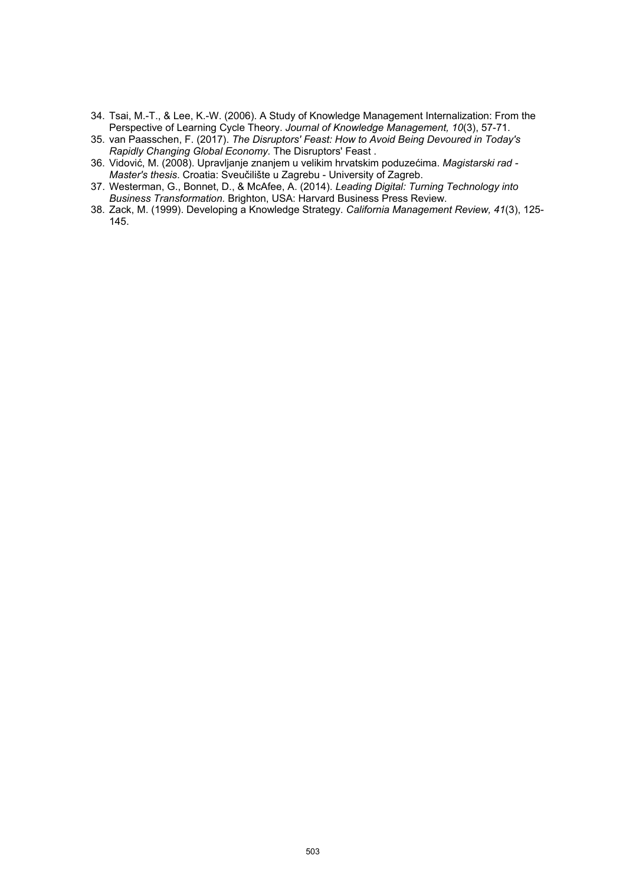34. Tsai, M.-T., & Lee, K.-W. (2006). A Study of Knowledge Management Internalization: From the Perspective of Learning Cycle Theory. *Journal of Knowledge Management, 10*(3), 57-71.
35. van Paasschen, F. (2017). *The Disruptors' Feast: How to Avoid Being Devoured in Today's Rapidly Changing Global Economy*. The Disruptors' Feast .
36. Vidović, M. (2008). Upravljanje znanjem u velikim hrvatskim poduzećima. *Magistarski rad - Master's thesis*. Croatia: Sveučilište u Zagrebu - University of Zagreb.
37. Westerman, G., Bonnet, D., & McAfee, A. (2014). *Leading Digital: Turning Technology into Business Transformation*. Brighton, USA: Harvard Business Press Review.
38. Zack, M. (1999). Developing a Knowledge Strategy. *California Management Review, 41*(3), 125-145.